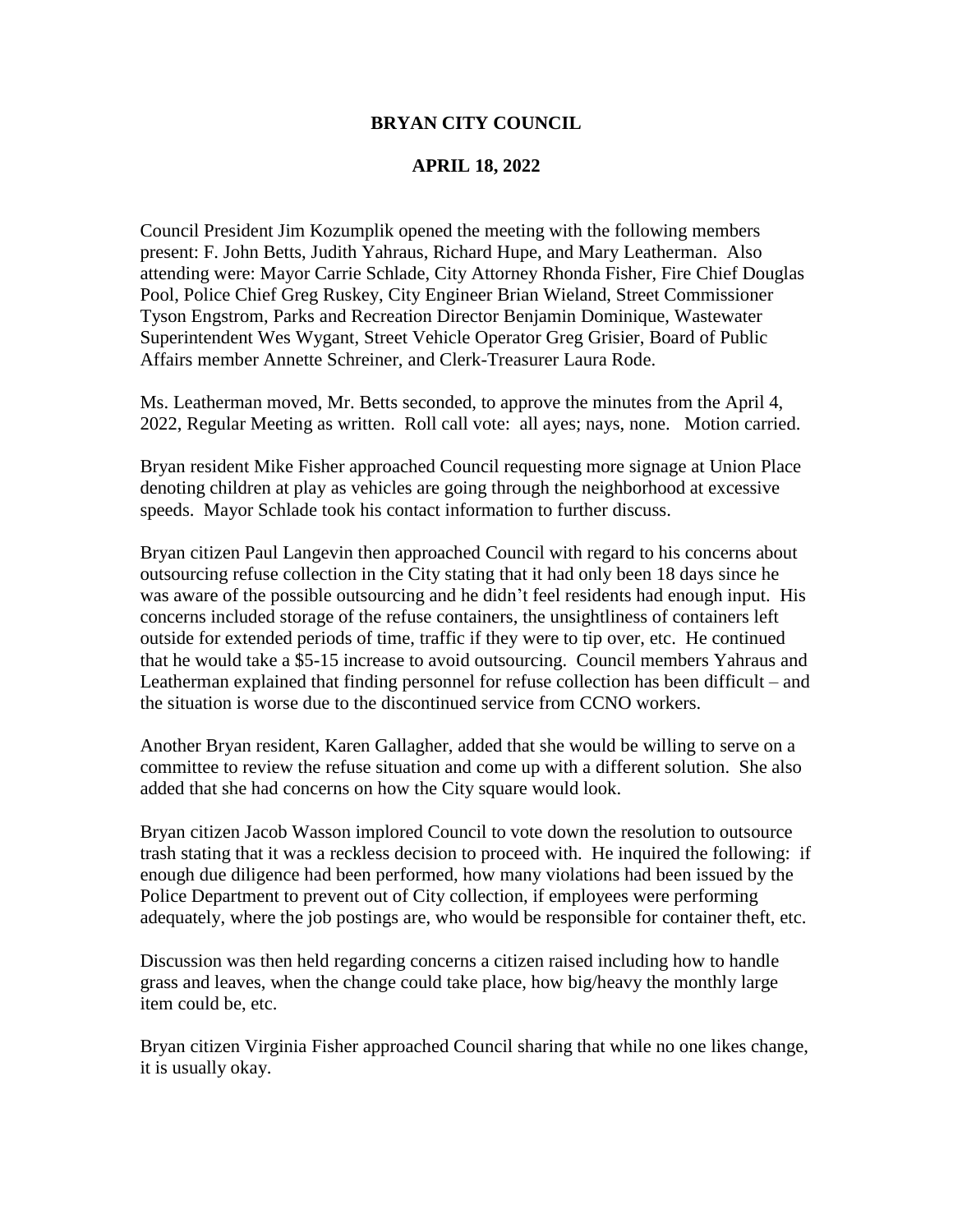# BRYAN CITY COUNCIL

## APRIL 18, 2022

Council President Jim Kozumplik opened the meeting with the following members present: F. John Betts, Judith Yahraus, Richard Hupe, and Mary Leatherman. Also attending were: Mayor Carrie Schlade, City Attorney Rhonda Fisher, Fire Chief Douglas Pool, Police Chief Greg Ruskey, City Engineer Brian Wieland, Street Commissioner Tyson Engstrom, Parks and Recreation Director Benjamin Dominique, Wastewater Superintendent Wes Wygant, Street Vehicle Operator Greg Grisier, Board of Public Affairs member Annette Schreiner, and Clerk-Treasurer Laura Rode.

Ms. Leatherman moved, Mr. Betts seconded, to approve the minutes from the April 4, 2022, Regular Meeting as written. Roll call vote: all ayes; nays, none. Motion carried.

Bryan resident Mike Fisher approached Council requesting more signage at Union Place denoting children at play as vehicles are going through the neighborhood at excessive speeds. Mayor Schlade took his contact information to further discuss.

Bryan citizen Paul Langevin then approached Council with regard to his concerns about outsourcing refuse collection in the City stating that it had only been 18 days since he was aware of the possible outsourcing and he didn't feel residents had enough input. His concerns included storage of the refuse containers, the unsightliness of containers left outside for extended periods of time, traffic if they were to tip over, etc. He continued that he would take a $5-15 increase to avoid outsourcing. Council members Yahraus and Leatherman explained that finding personnel for refuse collection has been difficult – and the situation is worse due to the discontinued service from CCNO workers.

Another Bryan resident, Karen Gallagher, added that she would be willing to serve on a committee to review the refuse situation and come up with a different solution. She also added that she had concerns on how the City square would look.

Bryan citizen Jacob Wasson implored Council to vote down the resolution to outsource trash stating that it was a reckless decision to proceed with. He inquired the following: if enough due diligence had been performed, how many violations had been issued by the Police Department to prevent out of City collection, if employees were performing adequately, where the job postings are, who would be responsible for container theft, etc.

Discussion was then held regarding concerns a citizen raised including how to handle grass and leaves, when the change could take place, how big/heavy the monthly large item could be, etc.

Bryan citizen Virginia Fisher approached Council sharing that while no one likes change, it is usually okay.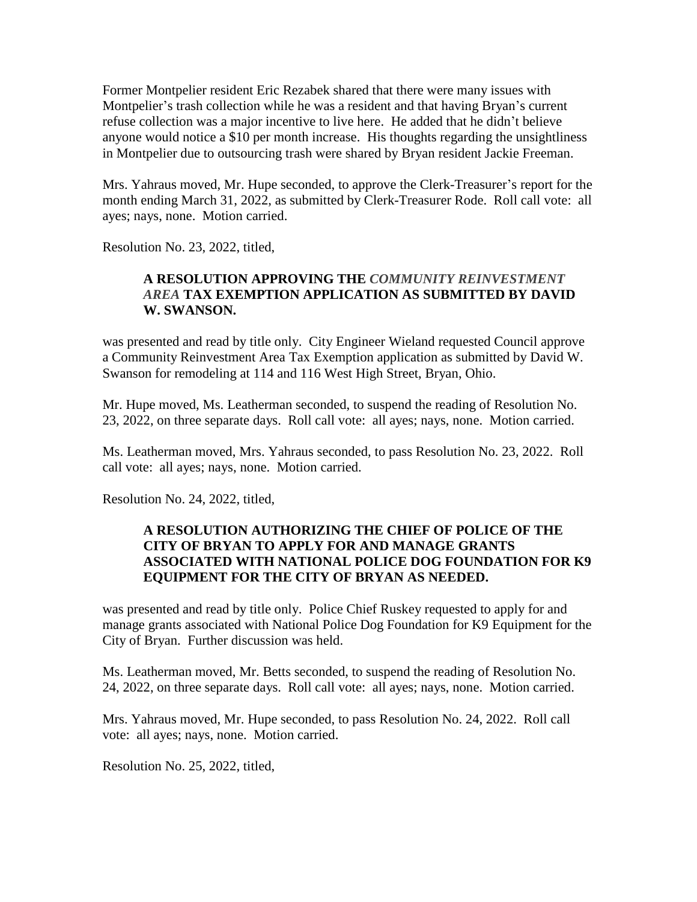Former Montpelier resident Eric Rezabek shared that there were many issues with Montpelier's trash collection while he was a resident and that having Bryan's current refuse collection was a major incentive to live here. He added that he didn't believe anyone would notice a $10 per month increase. His thoughts regarding the unsightliness in Montpelier due to outsourcing trash were shared by Bryan resident Jackie Freeman.

Mrs. Yahraus moved, Mr. Hupe seconded, to approve the Clerk-Treasurer's report for the month ending March 31, 2022, as submitted by Clerk-Treasurer Rode. Roll call vote: all ayes; nays, none. Motion carried.

Resolution No. 23, 2022, titled,

> **A RESOLUTION APPROVING THE *COMMUNITY REINVESTMENT AREA* TAX EXEMPTION APPLICATION AS SUBMITTED BY DAVID W. SWANSON.**

was presented and read by title only. City Engineer Wieland requested Council approve a Community Reinvestment Area Tax Exemption application as submitted by David W. Swanson for remodeling at 114 and 116 West High Street, Bryan, Ohio.

Mr. Hupe moved, Ms. Leatherman seconded, to suspend the reading of Resolution No. 23, 2022, on three separate days. Roll call vote: all ayes; nays, none. Motion carried.

Ms. Leatherman moved, Mrs. Yahraus seconded, to pass Resolution No. 23, 2022. Roll call vote: all ayes; nays, none. Motion carried.

Resolution No. 24, 2022, titled,

> **A RESOLUTION AUTHORIZING THE CHIEF OF POLICE OF THE CITY OF BRYAN TO APPLY FOR AND MANAGE GRANTS ASSOCIATED WITH NATIONAL POLICE DOG FOUNDATION FOR K9 EQUIPMENT FOR THE CITY OF BRYAN AS NEEDED.**

was presented and read by title only. Police Chief Ruskey requested to apply for and manage grants associated with National Police Dog Foundation for K9 Equipment for the City of Bryan. Further discussion was held.

Ms. Leatherman moved, Mr. Betts seconded, to suspend the reading of Resolution No. 24, 2022, on three separate days. Roll call vote: all ayes; nays, none. Motion carried.

Mrs. Yahraus moved, Mr. Hupe seconded, to pass Resolution No. 24, 2022. Roll call vote: all ayes; nays, none. Motion carried.

Resolution No. 25, 2022, titled,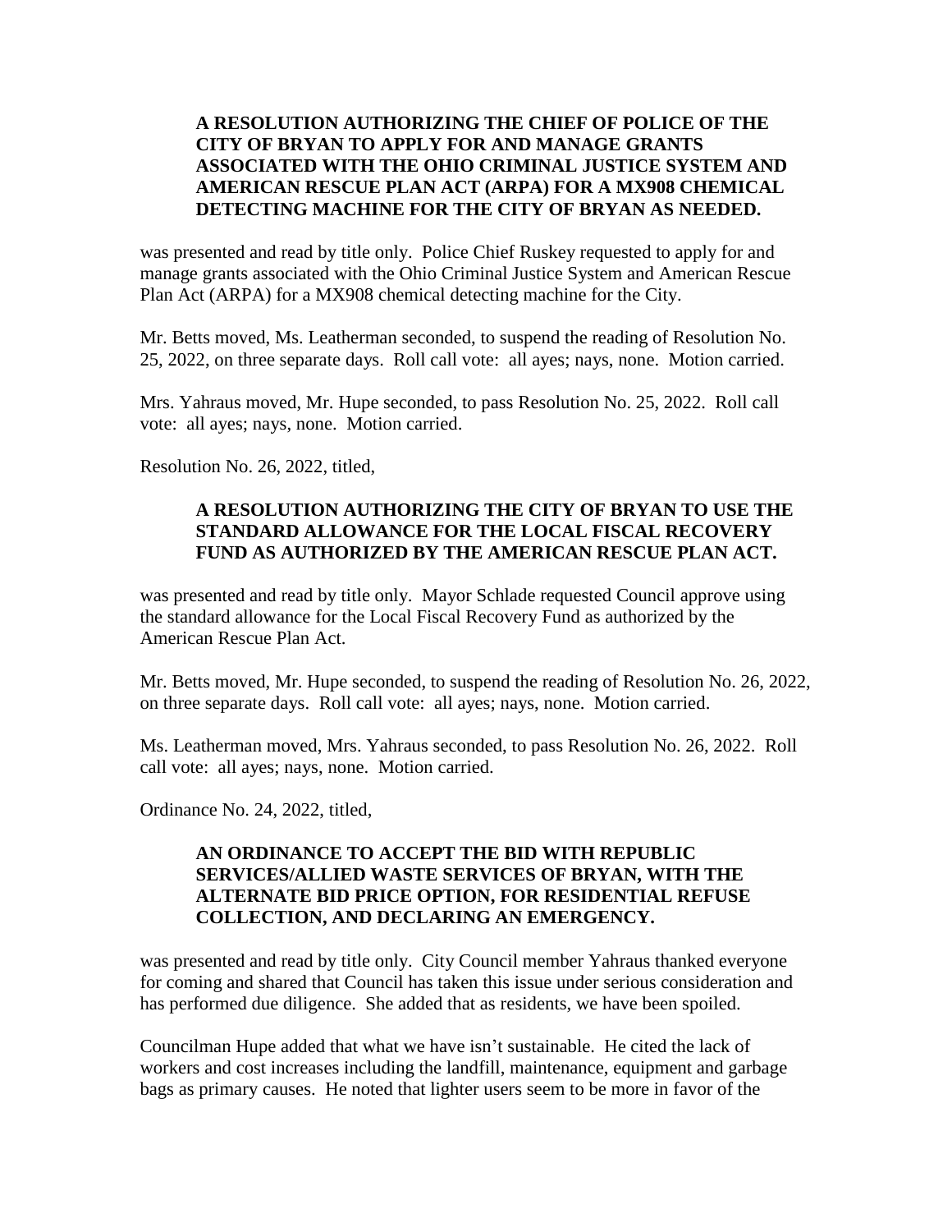**A RESOLUTION AUTHORIZING THE CHIEF OF POLICE OF THE CITY OF BRYAN TO APPLY FOR AND MANAGE GRANTS ASSOCIATED WITH THE OHIO CRIMINAL JUSTICE SYSTEM AND AMERICAN RESCUE PLAN ACT (ARPA) FOR A MX908 CHEMICAL DETECTING MACHINE FOR THE CITY OF BRYAN AS NEEDED.**

was presented and read by title only. Police Chief Ruskey requested to apply for and manage grants associated with the Ohio Criminal Justice System and American Rescue Plan Act (ARPA) for a MX908 chemical detecting machine for the City.

Mr. Betts moved, Ms. Leatherman seconded, to suspend the reading of Resolution No. 25, 2022, on three separate days. Roll call vote: all ayes; nays, none. Motion carried.

Mrs. Yahraus moved, Mr. Hupe seconded, to pass Resolution No. 25, 2022. Roll call vote: all ayes; nays, none. Motion carried.

Resolution No. 26, 2022, titled,

**A RESOLUTION AUTHORIZING THE CITY OF BRYAN TO USE THE STANDARD ALLOWANCE FOR THE LOCAL FISCAL RECOVERY FUND AS AUTHORIZED BY THE AMERICAN RESCUE PLAN ACT.**

was presented and read by title only. Mayor Schlade requested Council approve using the standard allowance for the Local Fiscal Recovery Fund as authorized by the American Rescue Plan Act.

Mr. Betts moved, Mr. Hupe seconded, to suspend the reading of Resolution No. 26, 2022, on three separate days. Roll call vote: all ayes; nays, none. Motion carried.

Ms. Leatherman moved, Mrs. Yahraus seconded, to pass Resolution No. 26, 2022. Roll call vote: all ayes; nays, none. Motion carried.

Ordinance No. 24, 2022, titled,

**AN ORDINANCE TO ACCEPT THE BID WITH REPUBLIC SERVICES/ALLIED WASTE SERVICES OF BRYAN, WITH THE ALTERNATE BID PRICE OPTION, FOR RESIDENTIAL REFUSE COLLECTION, AND DECLARING AN EMERGENCY.**

was presented and read by title only. City Council member Yahraus thanked everyone for coming and shared that Council has taken this issue under serious consideration and has performed due diligence. She added that as residents, we have been spoiled.

Councilman Hupe added that what we have isn't sustainable. He cited the lack of workers and cost increases including the landfill, maintenance, equipment and garbage bags as primary causes. He noted that lighter users seem to be more in favor of the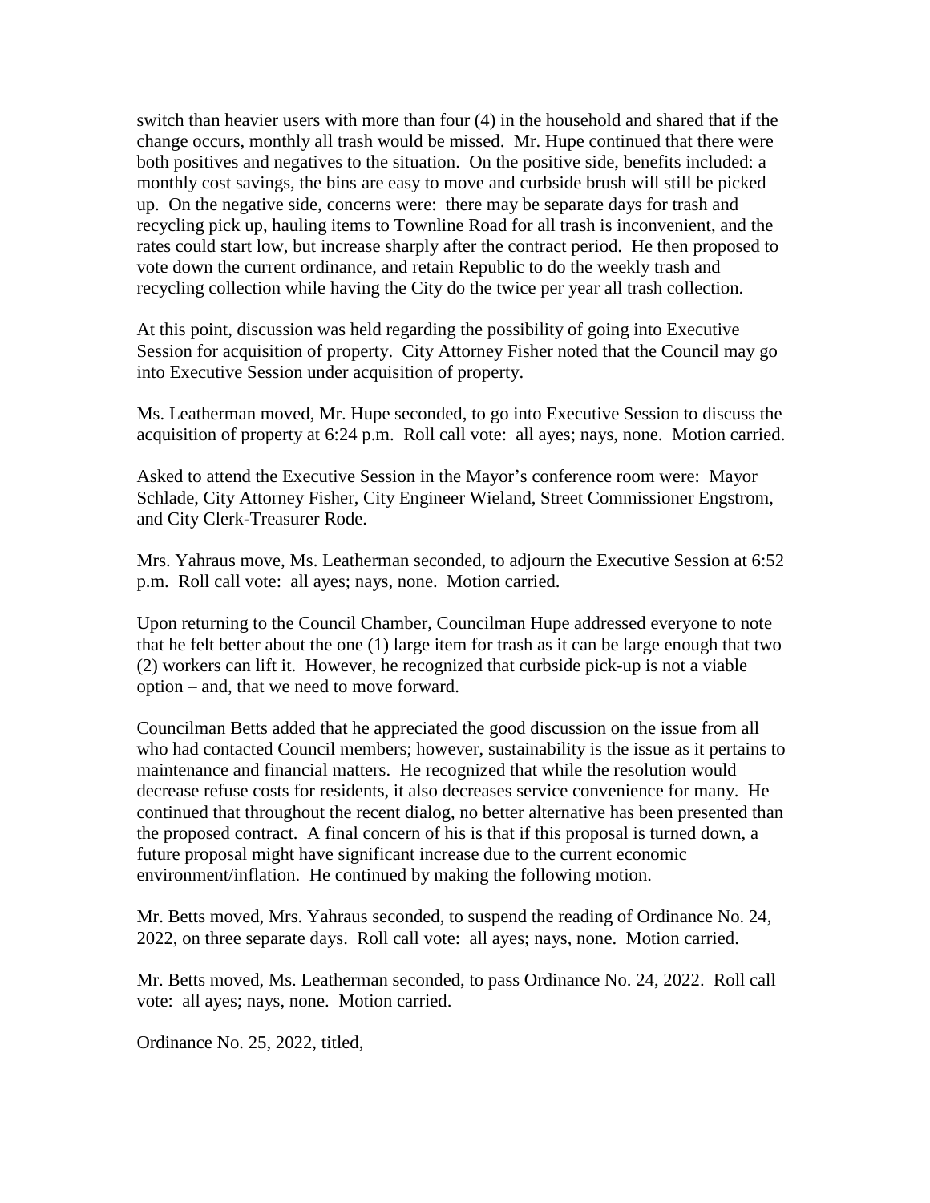switch than heavier users with more than four (4) in the household and shared that if the change occurs, monthly all trash would be missed. Mr. Hupe continued that there were both positives and negatives to the situation. On the positive side, benefits included: a monthly cost savings, the bins are easy to move and curbside brush will still be picked up. On the negative side, concerns were: there may be separate days for trash and recycling pick up, hauling items to Townline Road for all trash is inconvenient, and the rates could start low, but increase sharply after the contract period. He then proposed to vote down the current ordinance, and retain Republic to do the weekly trash and recycling collection while having the City do the twice per year all trash collection.

At this point, discussion was held regarding the possibility of going into Executive Session for acquisition of property. City Attorney Fisher noted that the Council may go into Executive Session under acquisition of property.

Ms. Leatherman moved, Mr. Hupe seconded, to go into Executive Session to discuss the acquisition of property at 6:24 p.m. Roll call vote: all ayes; nays, none. Motion carried.

Asked to attend the Executive Session in the Mayor's conference room were: Mayor Schlade, City Attorney Fisher, City Engineer Wieland, Street Commissioner Engstrom, and City Clerk-Treasurer Rode.

Mrs. Yahraus move, Ms. Leatherman seconded, to adjourn the Executive Session at 6:52 p.m. Roll call vote: all ayes; nays, none. Motion carried.

Upon returning to the Council Chamber, Councilman Hupe addressed everyone to note that he felt better about the one (1) large item for trash as it can be large enough that two (2) workers can lift it. However, he recognized that curbside pick-up is not a viable option – and, that we need to move forward.

Councilman Betts added that he appreciated the good discussion on the issue from all who had contacted Council members; however, sustainability is the issue as it pertains to maintenance and financial matters. He recognized that while the resolution would decrease refuse costs for residents, it also decreases service convenience for many. He continued that throughout the recent dialog, no better alternative has been presented than the proposed contract. A final concern of his is that if this proposal is turned down, a future proposal might have significant increase due to the current economic environment/inflation. He continued by making the following motion.

Mr. Betts moved, Mrs. Yahraus seconded, to suspend the reading of Ordinance No. 24, 2022, on three separate days. Roll call vote: all ayes; nays, none. Motion carried.

Mr. Betts moved, Ms. Leatherman seconded, to pass Ordinance No. 24, 2022. Roll call vote: all ayes; nays, none. Motion carried.

Ordinance No. 25, 2022, titled,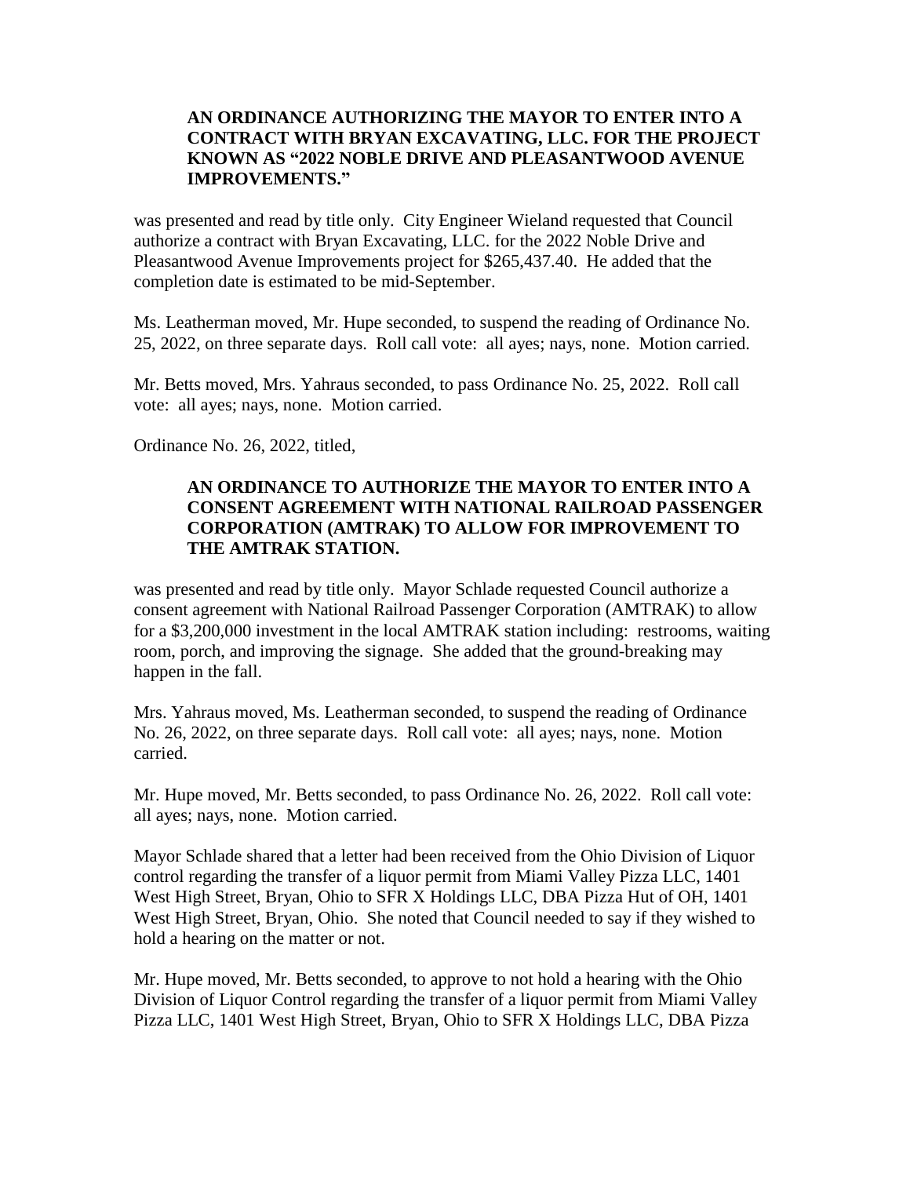**AN ORDINANCE AUTHORIZING THE MAYOR TO ENTER INTO A CONTRACT WITH BRYAN EXCAVATING, LLC. FOR THE PROJECT KNOWN AS "2022 NOBLE DRIVE AND PLEASANTWOOD AVENUE IMPROVEMENTS."**

was presented and read by title only. City Engineer Wieland requested that Council authorize a contract with Bryan Excavating, LLC. for the 2022 Noble Drive and Pleasantwood Avenue Improvements project for $265,437.40. He added that the completion date is estimated to be mid-September.

Ms. Leatherman moved, Mr. Hupe seconded, to suspend the reading of Ordinance No. 25, 2022, on three separate days. Roll call vote: all ayes; nays, none. Motion carried.

Mr. Betts moved, Mrs. Yahraus seconded, to pass Ordinance No. 25, 2022. Roll call vote: all ayes; nays, none. Motion carried.

Ordinance No. 26, 2022, titled,

**AN ORDINANCE TO AUTHORIZE THE MAYOR TO ENTER INTO A CONSENT AGREEMENT WITH NATIONAL RAILROAD PASSENGER CORPORATION (AMTRAK) TO ALLOW FOR IMPROVEMENT TO THE AMTRAK STATION.**

was presented and read by title only. Mayor Schlade requested Council authorize a consent agreement with National Railroad Passenger Corporation (AMTRAK) to allow for a $3,200,000 investment in the local AMTRAK station including: restrooms, waiting room, porch, and improving the signage. She added that the ground-breaking may happen in the fall.

Mrs. Yahraus moved, Ms. Leatherman seconded, to suspend the reading of Ordinance No. 26, 2022, on three separate days. Roll call vote: all ayes; nays, none. Motion carried.

Mr. Hupe moved, Mr. Betts seconded, to pass Ordinance No. 26, 2022. Roll call vote: all ayes; nays, none. Motion carried.

Mayor Schlade shared that a letter had been received from the Ohio Division of Liquor control regarding the transfer of a liquor permit from Miami Valley Pizza LLC, 1401 West High Street, Bryan, Ohio to SFR X Holdings LLC, DBA Pizza Hut of OH, 1401 West High Street, Bryan, Ohio. She noted that Council needed to say if they wished to hold a hearing on the matter or not.

Mr. Hupe moved, Mr. Betts seconded, to approve to not hold a hearing with the Ohio Division of Liquor Control regarding the transfer of a liquor permit from Miami Valley Pizza LLC, 1401 West High Street, Bryan, Ohio to SFR X Holdings LLC, DBA Pizza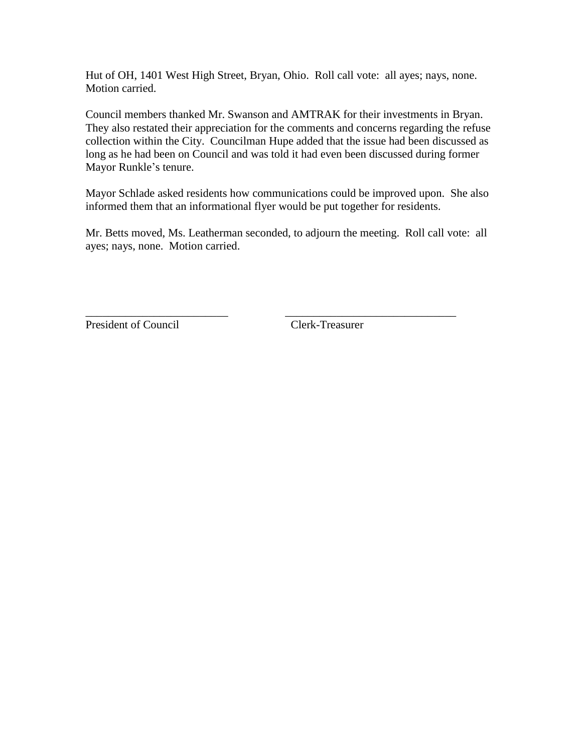Hut of OH, 1401 West High Street, Bryan, Ohio. Roll call vote: all ayes; nays, none. Motion carried.

Council members thanked Mr. Swanson and AMTRAK for their investments in Bryan. They also restated their appreciation for the comments and concerns regarding the refuse collection within the City. Councilman Hupe added that the issue had been discussed as long as he had been on Council and was told it had even been discussed during former Mayor Runkle's tenure.

Mayor Schlade asked residents how communications could be improved upon. She also informed them that an informational flyer would be put together for residents.

Mr. Betts moved, Ms. Leatherman seconded, to adjourn the meeting. Roll call vote: all ayes; nays, none. Motion carried.

_________________________ _______________________________

President of Council Clerk-Treasurer